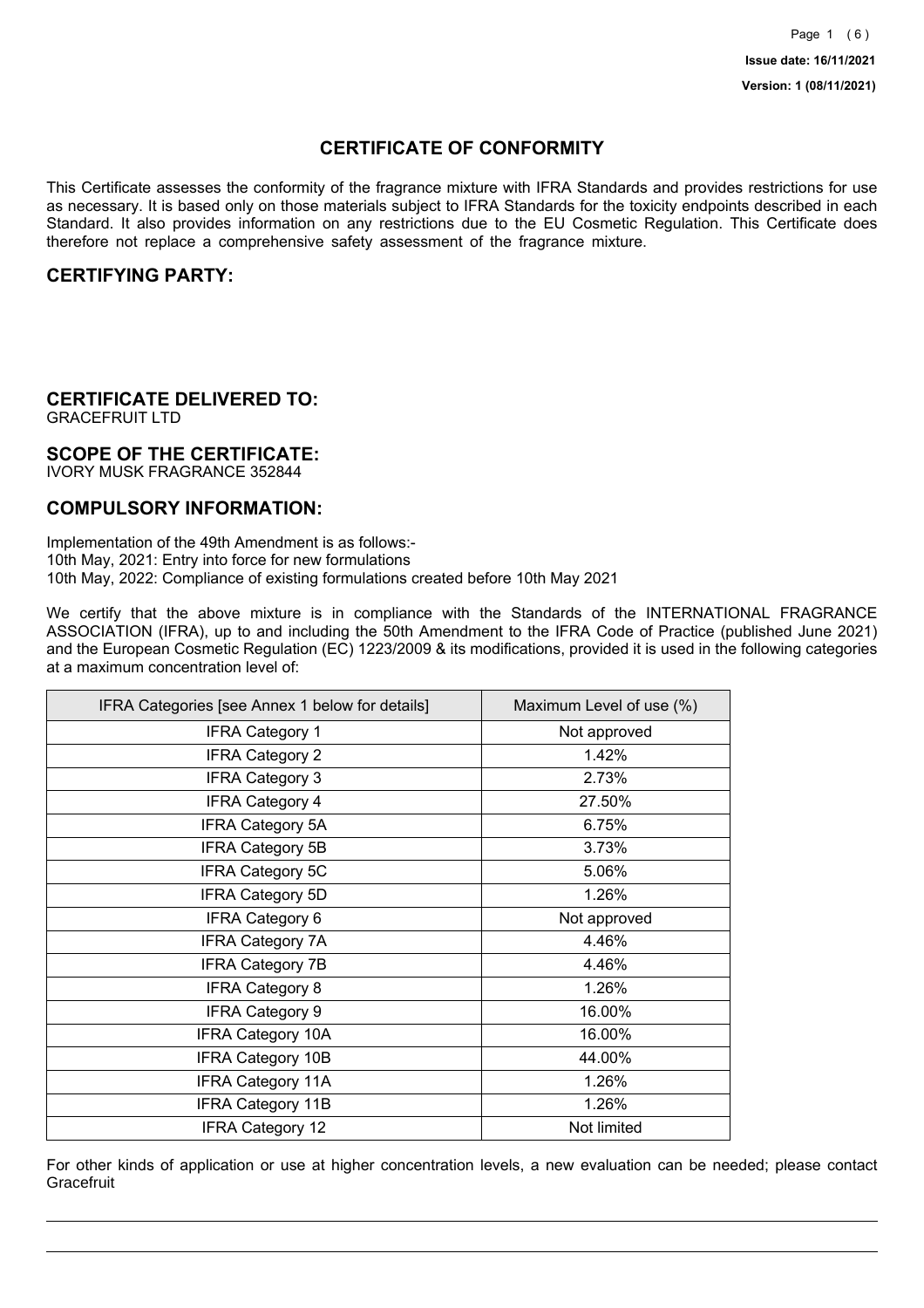**Issue date: 16/11/2021**

**Version: 1 (08/11/2021)**

# CERTIFICATE OF CONFORMITY

This Certificate assesses the conformity of the fragrance mixture with IFRA Standards and provides restrictions for use as necessary. It is based only on those materials subject to IFRA Standards for the toxicity endpoints described in each Standard. It also provides information on any restrictions due to the EU Cosmetic Regulation. This Certificate does therefore not replace a comprehensive safety assessment of the fragrance mixture.

## CERTIFYING PARTY:

## CERTIFICATE DELIVERED TO:

GRACEFRUIT LTD

## SCOPE OF THE CERTIFICATE:

IVORY MUSK FRAGRANCE 352844

## COMPULSORY INFORMATION:

Implementation of the 49th Amendment is as follows:-
10th May, 2021: Entry into force for new formulations
10th May, 2022: Compliance of existing formulations created before 10th May 2021

We certify that the above mixture is in compliance with the Standards of the INTERNATIONAL FRAGRANCE ASSOCIATION (IFRA), up to and including the 50th Amendment to the IFRA Code of Practice (published June 2021) and the European Cosmetic Regulation (EC) 1223/2009 & its modifications, provided it is used in the following categories at a maximum concentration level of:

| IFRA Categories [see Annex 1 below for details] | Maximum Level of use (%) |
|---|---|
| IFRA Category 1 | Not approved |
| IFRA Category 2 | 1.42% |
| IFRA Category 3 | 2.73% |
| IFRA Category 4 | 27.50% |
| IFRA Category 5A | 6.75% |
| IFRA Category 5B | 3.73% |
| IFRA Category 5C | 5.06% |
| IFRA Category 5D | 1.26% |
| IFRA Category 6 | Not approved |
| IFRA Category 7A | 4.46% |
| IFRA Category 7B | 4.46% |
| IFRA Category 8 | 1.26% |
| IFRA Category 9 | 16.00% |
| IFRA Category 10A | 16.00% |
| IFRA Category 10B | 44.00% |
| IFRA Category 11A | 1.26% |
| IFRA Category 11B | 1.26% |
| IFRA Category 12 | Not limited |

For other kinds of application or use at higher concentration levels, a new evaluation can be needed; please contact Gracefruit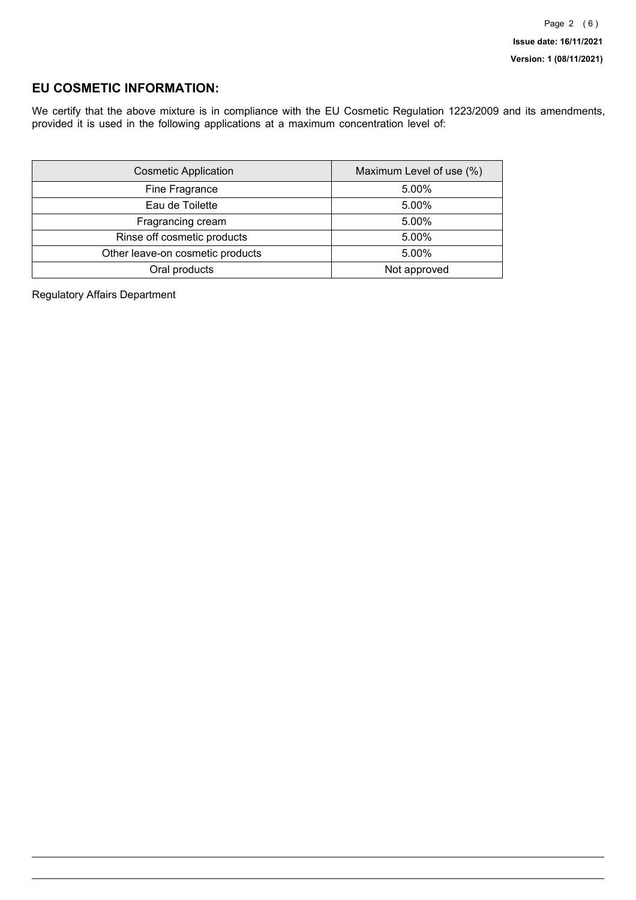## EU COSMETIC INFORMATION:

We certify that the above mixture is in compliance with the EU Cosmetic Regulation 1223/2009 and its amendments, provided it is used in the following applications at a maximum concentration level of:

| Cosmetic Application | Maximum Level of use (%) |
|---|---|
| Fine Fragrance | 5.00% |
| Eau de Toilette | 5.00% |
| Fragrancing cream | 5.00% |
| Rinse off cosmetic products | 5.00% |
| Other leave-on cosmetic products | 5.00% |
| Oral products | Not approved |

Regulatory Affairs Department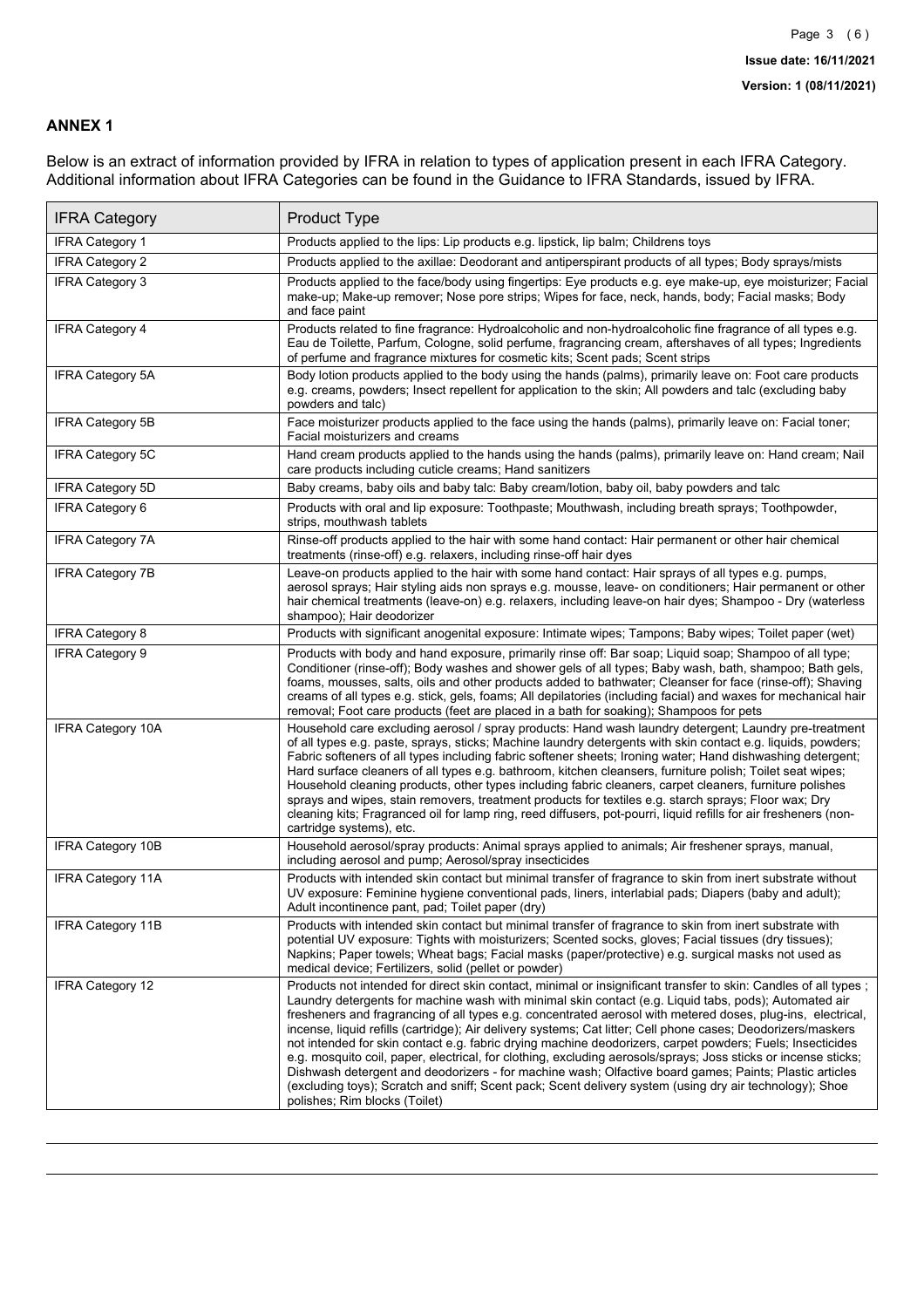## ANNEX 1

Below is an extract of information provided by IFRA in relation to types of application present in each IFRA Category. Additional information about IFRA Categories can be found in the Guidance to IFRA Standards, issued by IFRA.

| IFRA Category | Product Type |
|---|---|
| IFRA Category 1 | Products applied to the lips: Lip products e.g. lipstick, lip balm; Childrens toys |
| IFRA Category 2 | Products applied to the axillae: Deodorant and antiperspirant products of all types; Body sprays/mists |
| IFRA Category 3 | Products applied to the face/body using fingertips: Eye products e.g. eye make-up, eye moisturizer; Facial make-up; Make-up remover; Nose pore strips; Wipes for face, neck, hands, body; Facial masks; Body and face paint |
| IFRA Category 4 | Products related to fine fragrance: Hydroalcoholic and non-hydroalcoholic fine fragrance of all types e.g. Eau de Toilette, Parfum, Cologne, solid perfume, fragrancing cream, aftershaves of all types; Ingredients of perfume and fragrance mixtures for cosmetic kits; Scent pads; Scent strips |
| IFRA Category 5A | Body lotion products applied to the body using the hands (palms), primarily leave on: Foot care products e.g. creams, powders; Insect repellent for application to the skin; All powders and talc (excluding baby powders and talc) |
| IFRA Category 5B | Face moisturizer products applied to the face using the hands (palms), primarily leave on: Facial toner; Facial moisturizers and creams |
| IFRA Category 5C | Hand cream products applied to the hands using the hands (palms), primarily leave on: Hand cream; Nail care products including cuticle creams; Hand sanitizers |
| IFRA Category 5D | Baby creams, baby oils and baby talc: Baby cream/lotion, baby oil, baby powders and talc |
| IFRA Category 6 | Products with oral and lip exposure: Toothpaste; Mouthwash, including breath sprays; Toothpowder, strips, mouthwash tablets |
| IFRA Category 7A | Rinse-off products applied to the hair with some hand contact: Hair permanent or other hair chemical treatments (rinse-off) e.g. relaxers, including rinse-off hair dyes |
| IFRA Category 7B | Leave-on products applied to the hair with some hand contact: Hair sprays of all types e.g. pumps, aerosol sprays; Hair styling aids non sprays e.g. mousse, leave- on conditioners; Hair permanent or other hair chemical treatments (leave-on) e.g. relaxers, including leave-on hair dyes; Shampoo - Dry (waterless shampoo); Hair deodorizer |
| IFRA Category 8 | Products with significant anogenital exposure: Intimate wipes; Tampons; Baby wipes; Toilet paper (wet) |
| IFRA Category 9 | Products with body and hand exposure, primarily rinse off: Bar soap; Liquid soap; Shampoo of all type; Conditioner (rinse-off); Body washes and shower gels of all types; Baby wash, bath, shampoo; Bath gels, foams, mousses, salts, oils and other products added to bathwater; Cleanser for face (rinse-off); Shaving creams of all types e.g. stick, gels, foams; All depilatories (including facial) and waxes for mechanical hair removal; Foot care products (feet are placed in a bath for soaking); Shampoos for pets |
| IFRA Category 10A | Household care excluding aerosol / spray products: Hand wash laundry detergent; Laundry pre-treatment of all types e.g. paste, sprays, sticks; Machine laundry detergents with skin contact e.g. liquids, powders; Fabric softeners of all types including fabric softener sheets; Ironing water; Hand dishwashing detergent; Hard surface cleaners of all types e.g. bathroom, kitchen cleansers, furniture polish; Toilet seat wipes; Household cleaning products, other types including fabric cleaners, carpet cleaners, furniture polishes sprays and wipes, stain removers, treatment products for textiles e.g. starch sprays; Floor wax; Dry cleaning kits; Fragranced oil for lamp ring, reed diffusers, pot-pourri, liquid refills for air fresheners (non-cartridge systems), etc. |
| IFRA Category 10B | Household aerosol/spray products: Animal sprays applied to animals; Air freshener sprays, manual, including aerosol and pump; Aerosol/spray insecticides |
| IFRA Category 11A | Products with intended skin contact but minimal transfer of fragrance to skin from inert substrate without UV exposure: Feminine hygiene conventional pads, liners, interlabial pads; Diapers (baby and adult); Adult incontinence pant, pad; Toilet paper (dry) |
| IFRA Category 11B | Products with intended skin contact but minimal transfer of fragrance to skin from inert substrate with potential UV exposure: Tights with moisturizers; Scented socks, gloves; Facial tissues (dry tissues); Napkins; Paper towels; Wheat bags; Facial masks (paper/protective) e.g. surgical masks not used as medical device; Fertilizers, solid (pellet or powder) |
| IFRA Category 12 | Products not intended for direct skin contact, minimal or insignificant transfer to skin: Candles of all types ; Laundry detergents for machine wash with minimal skin contact (e.g. Liquid tabs, pods); Automated air fresheners and fragrancing of all types e.g. concentrated aerosol with metered doses, plug-ins, electrical, incense, liquid refills (cartridge); Air delivery systems; Cat litter; Cell phone cases; Deodorizers/maskers not intended for skin contact e.g. fabric drying machine deodorizers, carpet powders; Fuels; Insecticides e.g. mosquito coil, paper, electrical, for clothing, excluding aerosols/sprays; Joss sticks or incense sticks; Dishwash detergent and deodorizers - for machine wash; Olfactive board games; Paints; Plastic articles (excluding toys); Scratch and sniff; Scent pack; Scent delivery system (using dry air technology); Shoe polishes; Rim blocks (Toilet) |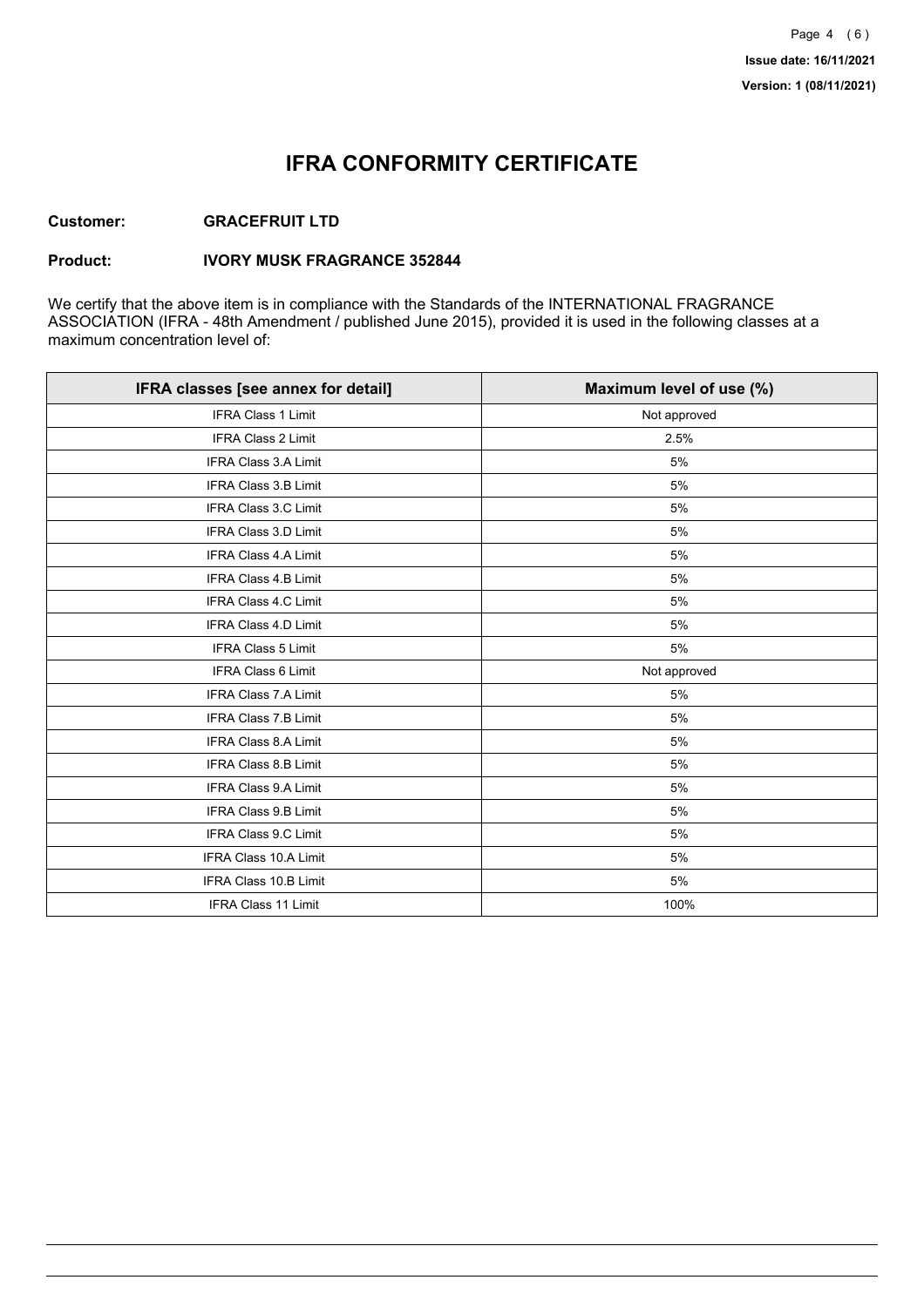# IFRA CONFORMITY CERTIFICATE

**Customer:** **GRACEFRUIT LTD**

**Product:** **IVORY MUSK FRAGRANCE 352844**

We certify that the above item is in compliance with the Standards of the INTERNATIONAL FRAGRANCE ASSOCIATION (IFRA - 48th Amendment / published June 2015), provided it is used in the following classes at a maximum concentration level of:

| IFRA classes [see annex for detail] | Maximum level of use (%) |
|---|---|
| IFRA Class 1 Limit | Not approved |
| IFRA Class 2 Limit | 2.5% |
| IFRA Class 3.A Limit | 5% |
| IFRA Class 3.B Limit | 5% |
| IFRA Class 3.C Limit | 5% |
| IFRA Class 3.D Limit | 5% |
| IFRA Class 4.A Limit | 5% |
| IFRA Class 4.B Limit | 5% |
| IFRA Class 4.C Limit | 5% |
| IFRA Class 4.D Limit | 5% |
| IFRA Class 5 Limit | 5% |
| IFRA Class 6 Limit | Not approved |
| IFRA Class 7.A Limit | 5% |
| IFRA Class 7.B Limit | 5% |
| IFRA Class 8.A Limit | 5% |
| IFRA Class 8.B Limit | 5% |
| IFRA Class 9.A Limit | 5% |
| IFRA Class 9.B Limit | 5% |
| IFRA Class 9.C Limit | 5% |
| IFRA Class 10.A Limit | 5% |
| IFRA Class 10.B Limit | 5% |
| IFRA Class 11 Limit | 100% |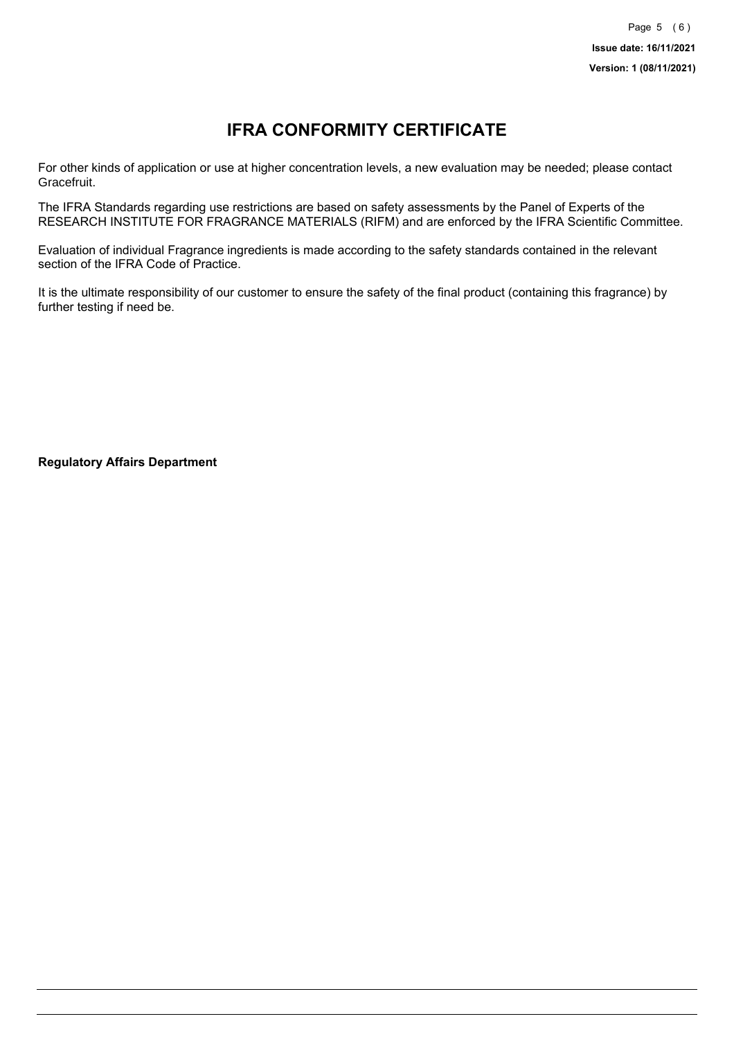# IFRA CONFORMITY CERTIFICATE

For other kinds of application or use at higher concentration levels, a new evaluation may be needed; please contact Gracefruit.

The IFRA Standards regarding use restrictions are based on safety assessments by the Panel of Experts of the RESEARCH INSTITUTE FOR FRAGRANCE MATERIALS (RIFM) and are enforced by the IFRA Scientific Committee.

Evaluation of individual Fragrance ingredients is made according to the safety standards contained in the relevant section of the IFRA Code of Practice.

It is the ultimate responsibility of our customer to ensure the safety of the final product (containing this fragrance) by further testing if need be.

**Regulatory Affairs Department**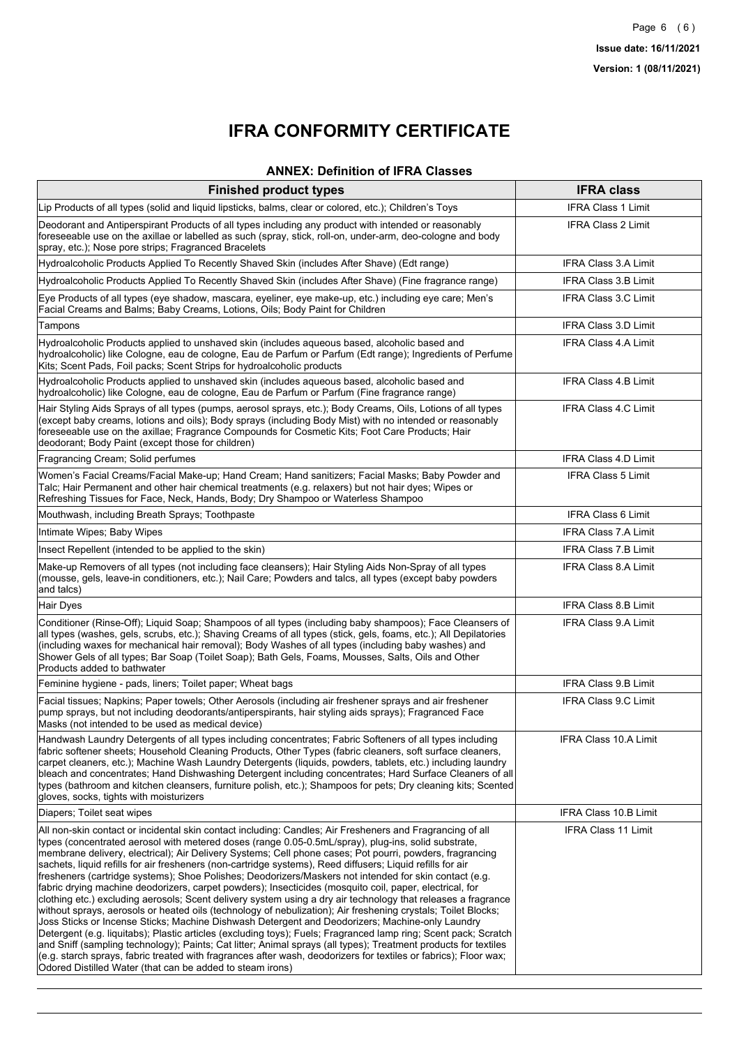Issue date: 16/11/2021

Version: 1 (08/11/2021)

# IFRA CONFORMITY CERTIFICATE

### ANNEX: Definition of IFRA Classes

| Finished product types | IFRA class |
|---|---|
| Lip Products of all types (solid and liquid lipsticks, balms, clear or colored, etc.); Children's Toys | IFRA Class 1 Limit |
| Deodorant and Antiperspirant Products of all types including any product with intended or reasonably foreseeable use on the axillae or labelled as such (spray, stick, roll-on, under-arm, deo-cologne and body spray, etc.); Nose pore strips; Fragranced Bracelets | IFRA Class 2 Limit |
| Hydroalcoholic Products Applied To Recently Shaved Skin (includes After Shave) (Edt range) | IFRA Class 3.A Limit |
| Hydroalcoholic Products Applied To Recently Shaved Skin (includes After Shave) (Fine fragrance range) | IFRA Class 3.B Limit |
| Eye Products of all types (eye shadow, mascara, eyeliner, eye make-up, etc.) including eye care; Men's Facial Creams and Balms; Baby Creams, Lotions, Oils; Body Paint for Children | IFRA Class 3.C Limit |
| Tampons | IFRA Class 3.D Limit |
| Hydroalcoholic Products applied to unshaved skin (includes aqueous based, alcoholic based and hydroalcoholic) like Cologne, eau de cologne, Eau de Parfum or Parfum (Edt range); Ingredients of Perfume Kits; Scent Pads, Foil packs; Scent Strips for hydroalcoholic products | IFRA Class 4.A Limit |
| Hydroalcoholic Products applied to unshaved skin (includes aqueous based, alcoholic based and hydroalcoholic) like Cologne, eau de cologne, Eau de Parfum or Parfum (Fine fragrance range) | IFRA Class 4.B Limit |
| Hair Styling Aids Sprays of all types (pumps, aerosol sprays, etc.); Body Creams, Oils, Lotions of all types (except baby creams, lotions and oils); Body sprays (including Body Mist) with no intended or reasonably foreseeable use on the axillae; Fragrance Compounds for Cosmetic Kits; Foot Care Products; Hair deodorant; Body Paint (except those for children) | IFRA Class 4.C Limit |
| Fragrancing Cream; Solid perfumes | IFRA Class 4.D Limit |
| Women's Facial Creams/Facial Make-up; Hand Cream; Hand sanitizers; Facial Masks; Baby Powder and Talc; Hair Permanent and other hair chemical treatments (e.g. relaxers) but not hair dyes; Wipes or Refreshing Tissues for Face, Neck, Hands, Body; Dry Shampoo or Waterless Shampoo | IFRA Class 5 Limit |
| Mouthwash, including Breath Sprays; Toothpaste | IFRA Class 6 Limit |
| Intimate Wipes; Baby Wipes | IFRA Class 7.A Limit |
| Insect Repellent (intended to be applied to the skin) | IFRA Class 7.B Limit |
| Make-up Removers of all types (not including face cleansers); Hair Styling Aids Non-Spray of all types (mousse, gels, leave-in conditioners, etc.); Nail Care; Powders and talcs, all types (except baby powders and talcs) | IFRA Class 8.A Limit |
| Hair Dyes | IFRA Class 8.B Limit |
| Conditioner (Rinse-Off); Liquid Soap; Shampoos of all types (including baby shampoos); Face Cleansers of all types (washes, gels, scrubs, etc.); Shaving Creams of all types (stick, gels, foams, etc.); All Depilatories (including waxes for mechanical hair removal); Body Washes of all types (including baby washes) and Shower Gels of all types; Bar Soap (Toilet Soap); Bath Gels, Foams, Mousses, Salts, Oils and Other Products added to bathwater | IFRA Class 9.A Limit |
| Feminine hygiene - pads, liners; Toilet paper; Wheat bags | IFRA Class 9.B Limit |
| Facial tissues; Napkins; Paper towels; Other Aerosols (including air freshener sprays and air freshener pump sprays, but not including deodorants/antiperspirants, hair styling aids sprays); Fragranced Face Masks (not intended to be used as medical device) | IFRA Class 9.C Limit |
| Handwash Laundry Detergents of all types including concentrates; Fabric Softeners of all types including fabric softener sheets; Household Cleaning Products, Other Types (fabric cleaners, soft surface cleaners, carpet cleaners, etc.); Machine Wash Laundry Detergents (liquids, powders, tablets, etc.) including laundry bleach and concentrates; Hand Dishwashing Detergent including concentrates; Hard Surface Cleaners of all types (bathroom and kitchen cleansers, furniture polish, etc.); Shampoos for pets; Dry cleaning kits; Scented gloves, socks, tights with moisturizers | IFRA Class 10.A Limit |
| Diapers; Toilet seat wipes | IFRA Class 10.B Limit |
| All non-skin contact or incidental skin contact including: Candles; Air Fresheners and Fragrancing of all types (concentrated aerosol with metered doses (range 0.05-0.5mL/spray), plug-ins, solid substrate, membrane delivery, electrical); Air Delivery Systems; Cell phone cases; Pot pourri, powders, fragrancing sachets, liquid refills for air fresheners (non-cartridge systems), Reed diffusers; Liquid refills for air fresheners (cartridge systems); Shoe Polishes; Deodorizers/Maskers not intended for skin contact (e.g. fabric drying machine deodorizers, carpet powders); Insecticides (mosquito coil, paper, electrical, for clothing etc.) excluding aerosols; Scent delivery system using a dry air technology that releases a fragrance without sprays, aerosols or heated oils (technology of nebulization); Air freshening crystals; Toilet Blocks; Joss Sticks or Incense Sticks; Machine Dishwash Detergent and Deodorizers; Machine-only Laundry Detergent (e.g. liquitabs); Plastic articles (excluding toys); Fuels; Fragranced lamp ring; Scent pack; Scratch and Sniff (sampling technology); Paints; Cat litter; Animal sprays (all types); Treatment products for textiles (e.g. starch sprays, fabric treated with fragrances after wash, deodorizers for textiles or fabrics); Floor wax; Odored Distilled Water (that can be added to steam irons) | IFRA Class 11 Limit |